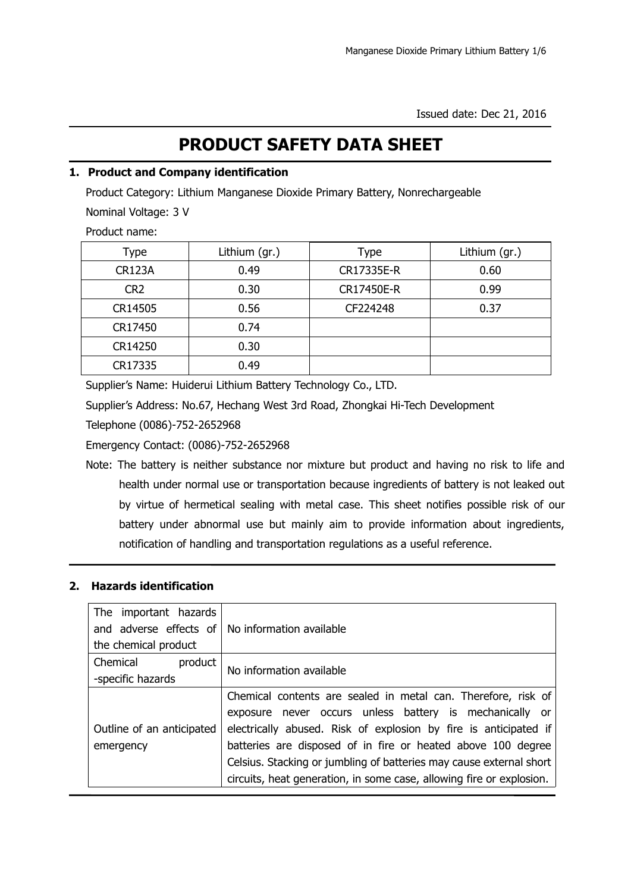Issued date: Dec 21, 2016

# PRODUCT SAFETY DATA SHEET

## 1. Product and Company identification

Product Category: Lithium Manganese Dioxide Primary Battery, Nonrechargeable

Nominal Voltage: 3 V

Product name:

| Type | Lithium (gr.) | Type | Lithium (gr.) |
|---|---|---|---|
| CR123A | 0.49 | CR17335E-R | 0.60 |
| CR2 | 0.30 | CR17450E-R | 0.99 |
| CR14505 | 0.56 | CF224248 | 0.37 |
| CR17450 | 0.74 | | |
| CR14250 | 0.30 | | |
| CR17335 | 0.49 | | |

Supplier's Name: Huiderui Lithium Battery Technology Co., LTD.

Supplier's Address: No.67, Hechang West 3rd Road, Zhongkai Hi-Tech Development

Telephone (0086)-752-2652968

Emergency Contact: (0086)-752-2652968

Note: The battery is neither substance nor mixture but product and having no risk to life and health under normal use or transportation because ingredients of battery is not leaked out by virtue of hermetical sealing with metal case. This sheet notifies possible risk of our battery under abnormal use but mainly aim to provide information about ingredients, notification of handling and transportation regulations as a useful reference.

## 2. Hazards identification

| | |
|---|---|
| The important hazards and adverse effects of the chemical product | No information available |
| Chemical product -specific hazards | No information available |
| Outline of an anticipated emergency | Chemical contents are sealed in metal can. Therefore, risk of exposure never occurs unless battery is mechanically or electrically abused. Risk of explosion by fire is anticipated if batteries are disposed of in fire or heated above 100 degree Celsius. Stacking or jumbling of batteries may cause external short circuits, heat generation, in some case, allowing fire or explosion. |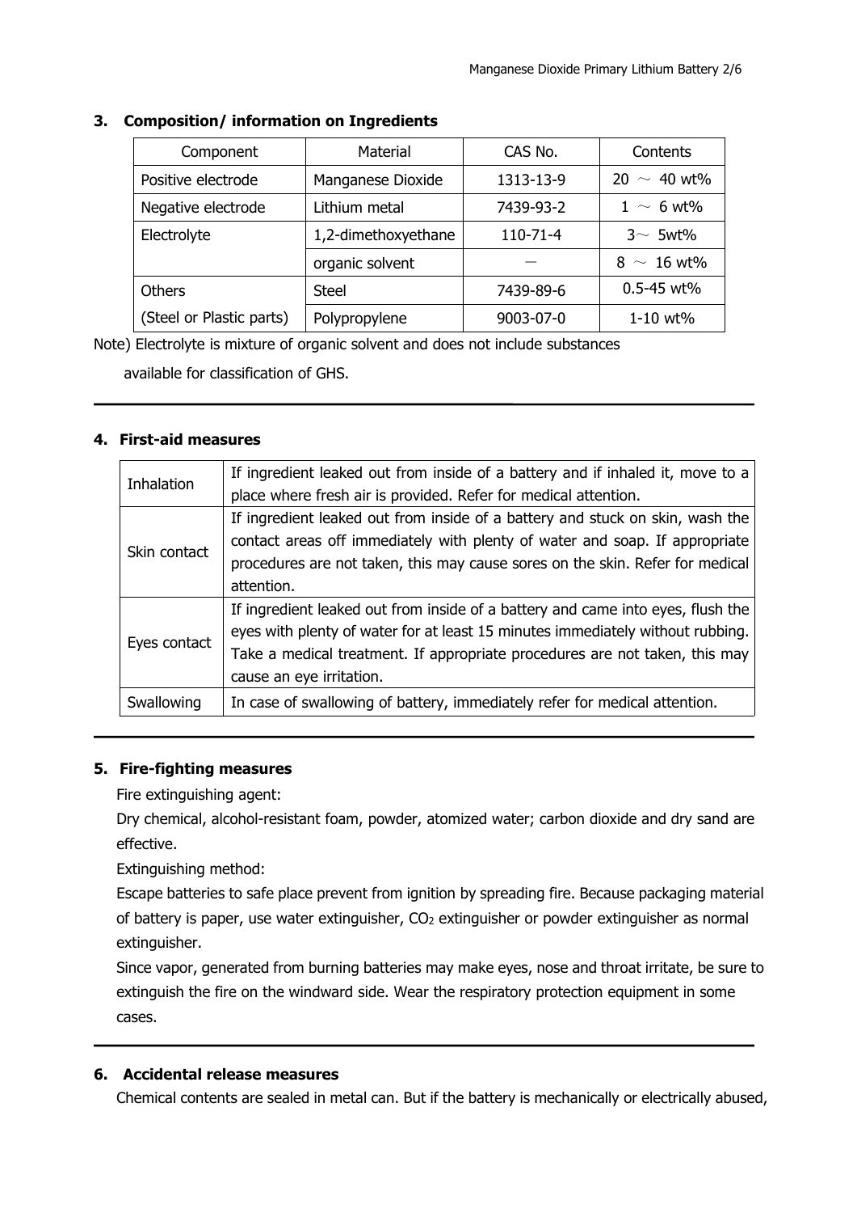## 3. Composition/ information on Ingredients

| Component | Material | CAS No. | Contents |
|---|---|---|---|
| Positive electrode | Manganese Dioxide | 1313-13-9 | 20 ～ 40 wt% |
| Negative electrode | Lithium metal | 7439-93-2 | 1 ～ 6 wt% |
| Electrolyte | 1,2-dimethoxyethane | 110-71-4 | 3～ 5wt% |
| | organic solvent | ― | 8 ～ 16 wt% |
| Others | Steel | 7439-89-6 | 0.5-45 wt% |
| (Steel or Plastic parts) | Polypropylene | 9003-07-0 | 1-10 wt% |

Note) Electrolyte is mixture of organic solvent and does not include substances available for classification of GHS.

## 4. First-aid measures

| | |
|---|---|
| Inhalation | If ingredient leaked out from inside of a battery and if inhaled it, move to a place where fresh air is provided. Refer for medical attention. |
| Skin contact | If ingredient leaked out from inside of a battery and stuck on skin, wash the contact areas off immediately with plenty of water and soap. If appropriate procedures are not taken, this may cause sores on the skin. Refer for medical attention. |
| Eyes contact | If ingredient leaked out from inside of a battery and came into eyes, flush the eyes with plenty of water for at least 15 minutes immediately without rubbing. Take a medical treatment. If appropriate procedures are not taken, this may cause an eye irritation. |
| Swallowing | In case of swallowing of battery, immediately refer for medical attention. |

## 5. Fire-fighting measures

Fire extinguishing agent:

Dry chemical, alcohol-resistant foam, powder, atomized water; carbon dioxide and dry sand are effective.

Extinguishing method:

Escape batteries to safe place prevent from ignition by spreading fire. Because packaging material of battery is paper, use water extinguisher, $CO_2$ extinguisher or powder extinguisher as normal extinguisher.

Since vapor, generated from burning batteries may make eyes, nose and throat irritate, be sure to extinguish the fire on the windward side. Wear the respiratory protection equipment in some cases.

## 6. Accidental release measures

Chemical contents are sealed in metal can. But if the battery is mechanically or electrically abused,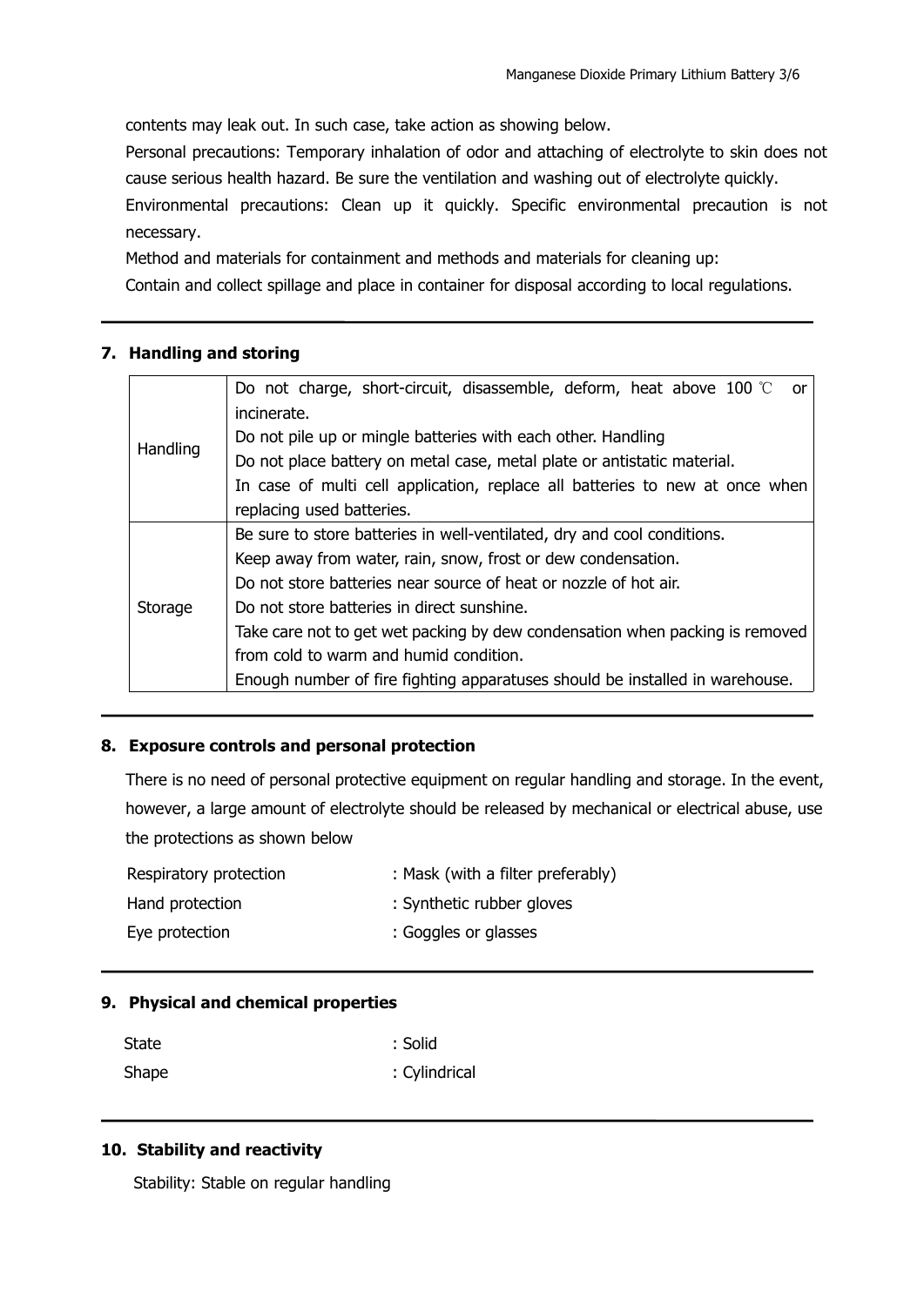contents may leak out. In such case, take action as showing below.

Personal precautions: Temporary inhalation of odor and attaching of electrolyte to skin does not cause serious health hazard. Be sure the ventilation and washing out of electrolyte quickly.

Environmental precautions: Clean up it quickly. Specific environmental precaution is not necessary.

Method and materials for containment and methods and materials for cleaning up:

Contain and collect spillage and place in container for disposal according to local regulations.

## 7. Handling and storing

| | |
|---|---|
| Handling | Do not charge, short-circuit, disassemble, deform, heat above 100 ℃ or incinerate.<br>Do not pile up or mingle batteries with each other. Handling<br>Do not place battery on metal case, metal plate or antistatic material.<br>In case of multi cell application, replace all batteries to new at once when replacing used batteries. |
| Storage | Be sure to store batteries in well-ventilated, dry and cool conditions.<br>Keep away from water, rain, snow, frost or dew condensation.<br>Do not store batteries near source of heat or nozzle of hot air.<br>Do not store batteries in direct sunshine.<br>Take care not to get wet packing by dew condensation when packing is removed from cold to warm and humid condition.<br>Enough number of fire fighting apparatuses should be installed in warehouse. |

## 8. Exposure controls and personal protection

There is no need of personal protective equipment on regular handling and storage. In the event, however, a large amount of electrolyte should be released by mechanical or electrical abuse, use the protections as shown below

Respiratory protection : Mask (with a filter preferably)

Hand protection : Synthetic rubber gloves

Eye protection : Goggles or glasses

## 9. Physical and chemical properties

State : Solid

Shape : Cylindrical

## 10. Stability and reactivity

Stability: Stable on regular handling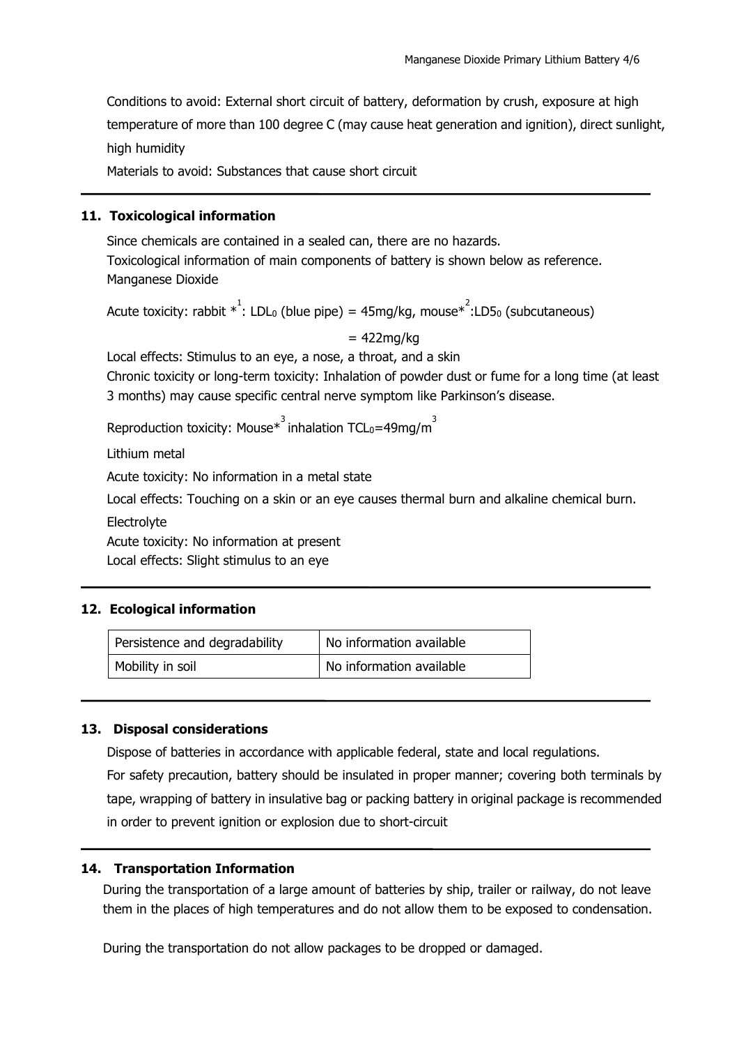Conditions to avoid: External short circuit of battery, deformation by crush, exposure at high temperature of more than 100 degree C (may cause heat generation and ignition), direct sunlight, high humidity

Materials to avoid: Substances that cause short circuit

## 11. Toxicological information

Since chemicals are contained in a sealed can, there are no hazards.

Toxicological information of main components of battery is shown below as reference.

Manganese Dioxide

Acute toxicity: rabbit *[1]: $LDL_0$ (blue pipe) = 45mg/kg, mouse*[2]:$LD5_0$ (subcutaneous) = 422mg/kg

Local effects: Stimulus to an eye, a nose, a throat, and a skin

Chronic toxicity or long-term toxicity: Inhalation of powder dust or fume for a long time (at least 3 months) may cause specific central nerve symptom like Parkinson's disease.

Reproduction toxicity: Mouse*[3] inhalation $TCL_0$=49mg/$m^3$

Lithium metal

Acute toxicity: No information in a metal state

Local effects: Touching on a skin or an eye causes thermal burn and alkaline chemical burn.

Electrolyte

Acute toxicity: No information at present

Local effects: Slight stimulus to an eye

## 12. Ecological information

| Persistence and degradability | No information available |
|---|---|
| Mobility in soil | No information available |

## 13. Disposal considerations

Dispose of batteries in accordance with applicable federal, state and local regulations.

For safety precaution, battery should be insulated in proper manner; covering both terminals by tape, wrapping of battery in insulative bag or packing battery in original package is recommended in order to prevent ignition or explosion due to short-circuit

## 14. Transportation Information

During the transportation of a large amount of batteries by ship, trailer or railway, do not leave them in the places of high temperatures and do not allow them to be exposed to condensation.

During the transportation do not allow packages to be dropped or damaged.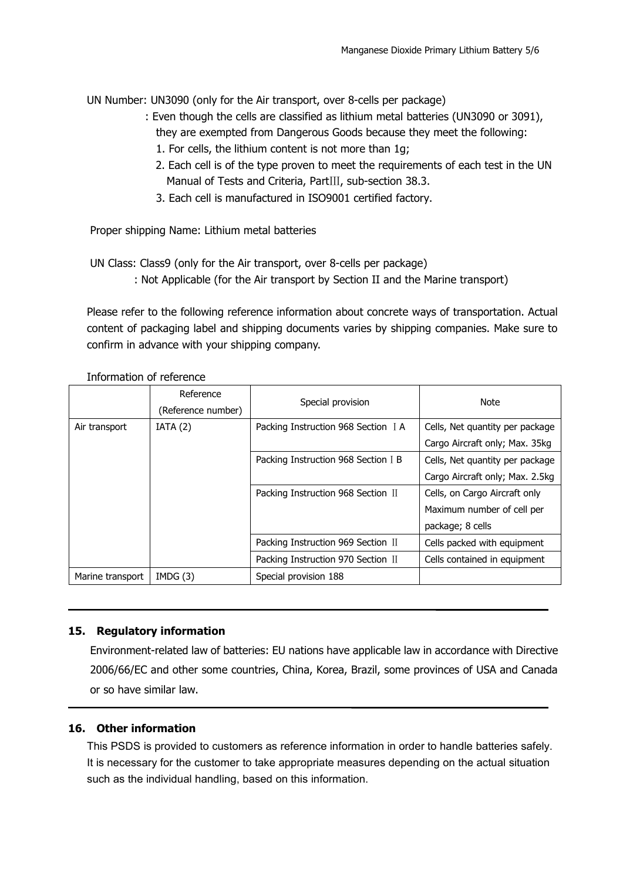UN Number: UN3090 (only for the Air transport, over 8-cells per package)

: Even though the cells are classified as lithium metal batteries (UN3090 or 3091), they are exempted from Dangerous Goods because they meet the following:

1. For cells, the lithium content is not more than 1g;
2. Each cell is of the type proven to meet the requirements of each test in the UN Manual of Tests and Criteria, PartIII, sub-section 38.3.
3. Each cell is manufactured in ISO9001 certified factory.

Proper shipping Name: Lithium metal batteries

UN Class: Class9 (only for the Air transport, over 8-cells per package)

: Not Applicable (for the Air transport by Section II and the Marine transport)

Please refer to the following reference information about concrete ways of transportation. Actual content of packaging label and shipping documents varies by shipping companies. Make sure to confirm in advance with your shipping company.

Information of reference

| | Reference (Reference number) | Special provision | Note |
|---|---|---|---|
| Air transport | IATA (2) | Packing Instruction 968 Section ⅠA | Cells, Net quantity per package Cargo Aircraft only; Max. 35kg |
| | | Packing Instruction 968 Section ⅠB | Cells, Net quantity per package Cargo Aircraft only; Max. 2.5kg |
| | | Packing Instruction 968 Section Ⅱ | Cells, on Cargo Aircraft only Maximum number of cell per package; 8 cells |
| | | Packing Instruction 969 Section Ⅱ | Cells packed with equipment |
| | | Packing Instruction 970 Section Ⅱ | Cells contained in equipment |
| Marine transport | IMDG (3) | Special provision 188 | |

## 15. Regulatory information

Environment-related law of batteries: EU nations have applicable law in accordance with Directive 2006/66/EC and other some countries, China, Korea, Brazil, some provinces of USA and Canada or so have similar law.

## 16. Other information

This PSDS is provided to customers as reference information in order to handle batteries safely. It is necessary for the customer to take appropriate measures depending on the actual situation such as the individual handling, based on this information.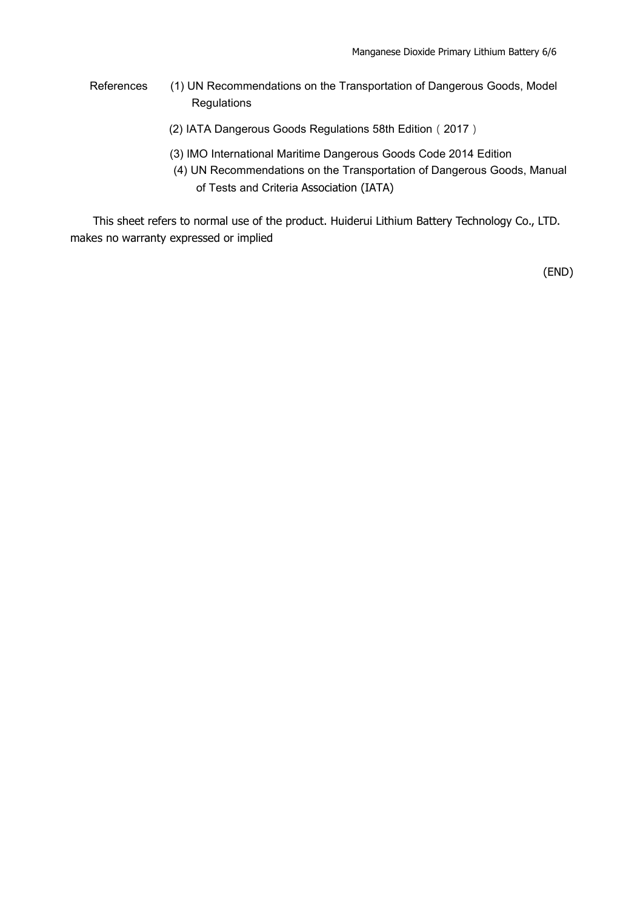References

(1) UN Recommendations on the Transportation of Dangerous Goods, Model Regulations

(2) IATA Dangerous Goods Regulations 58th Edition（2017）

(3) IMO International Maritime Dangerous Goods Code 2014 Edition

(4) UN Recommendations on the Transportation of Dangerous Goods, Manual of Tests and Criteria Association (IATA)

This sheet refers to normal use of the product. Huiderui Lithium Battery Technology Co., LTD. makes no warranty expressed or implied

(END)